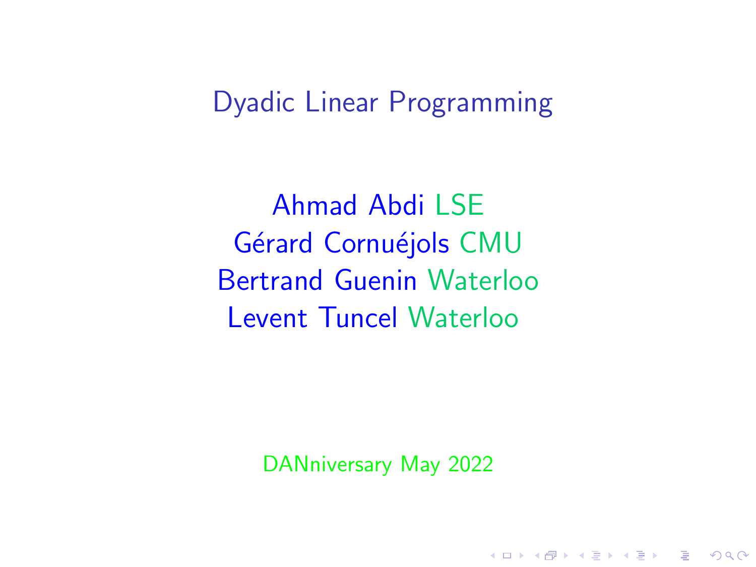# Dyadic Linear Programming

Ahmad Abdi LSE

Gérard Cornuéjols CMU

Bertrand Guenin Waterloo

Levent Tuncel Waterloo

DANniversary May 2022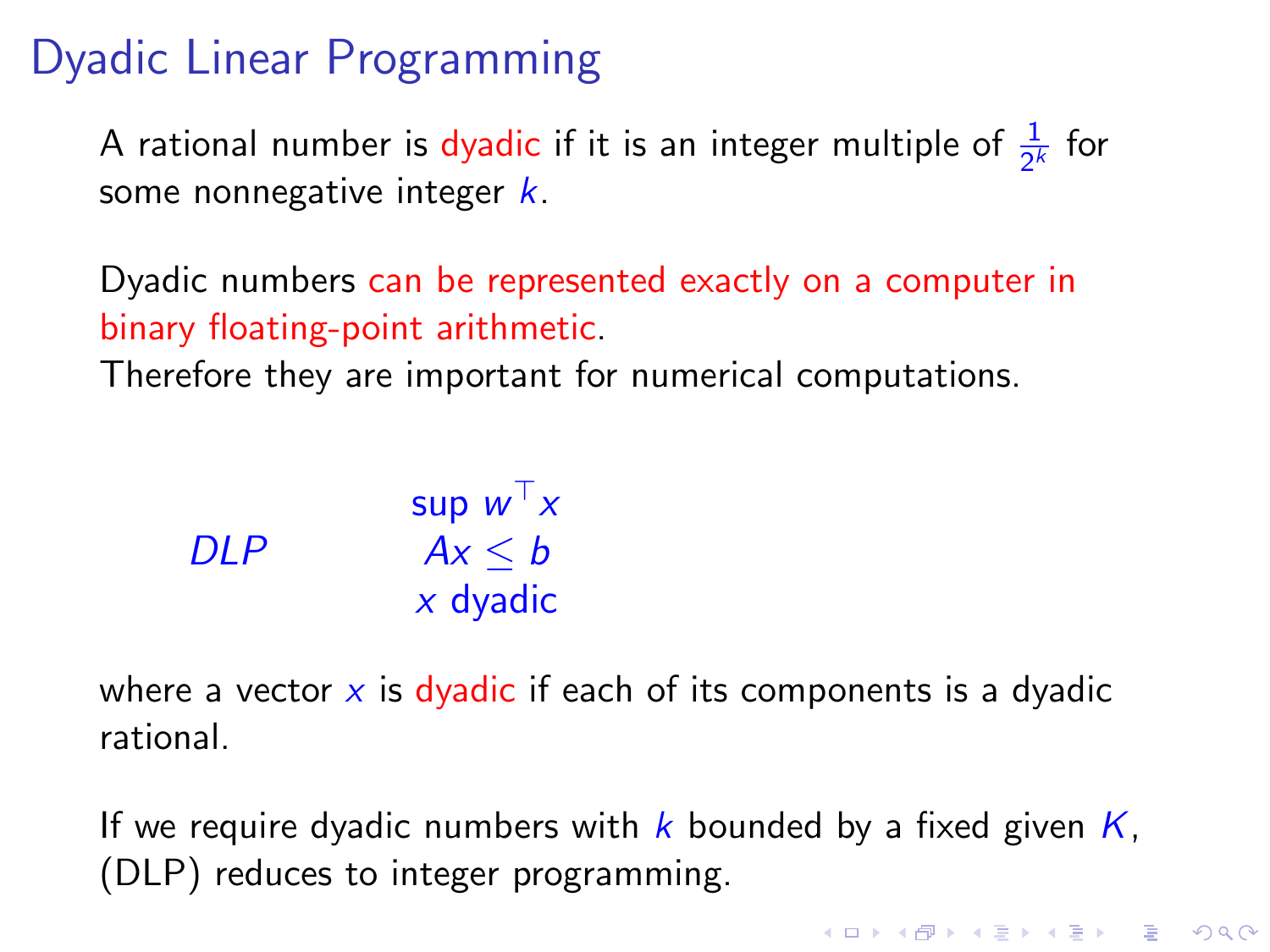# Dyadic Linear Programming

A rational number is dyadic if it is an integer multiple of $\frac{1}{2^k}$ for some nonnegative integer $k$.

Dyadic numbers can be represented exactly on a computer in binary floating-point arithmetic.
Therefore they are important for numerical computations.

$$
DLP \qquad \begin{array}{c} \sup\ w^\top x \\ Ax \leq b \\ x \text{ dyadic} \end{array}
$$

where a vector $x$ is dyadic if each of its components is a dyadic rational.

If we require dyadic numbers with $k$ bounded by a fixed given $K$, (DLP) reduces to integer programming.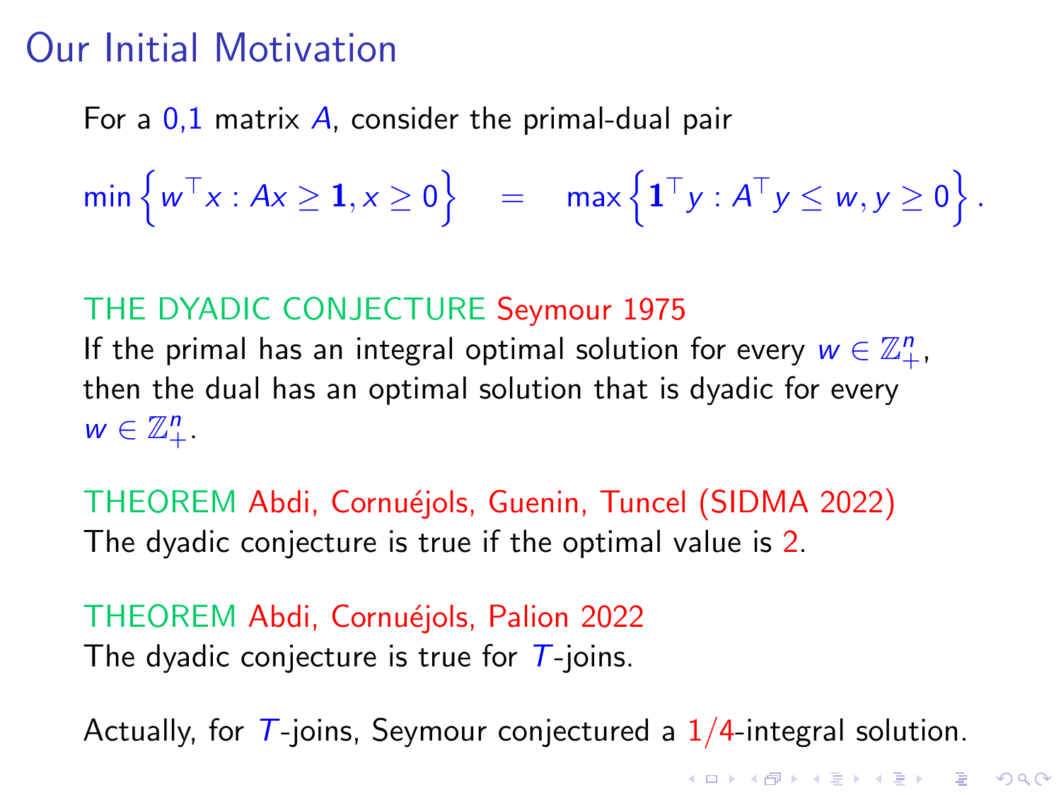# Our Initial Motivation

For a 0,1 matrix $A$, consider the primal-dual pair

$$\min\left\{w^\top x : Ax \geq \mathbf{1}, x \geq 0\right\} \quad = \quad \max\left\{\mathbf{1}^\top y : A^\top y \leq w, y \geq 0\right\}.$$

THE DYADIC CONJECTURE Seymour 1975
If the primal has an integral optimal solution for every $w \in \mathbb{Z}_+^n$, then the dual has an optimal solution that is dyadic for every $w \in \mathbb{Z}_+^n$.

THEOREM Abdi, Cornuéjols, Guenin, Tuncel (SIDMA 2022)
The dyadic conjecture is true if the optimal value is 2.

THEOREM Abdi, Cornuéjols, Palion 2022
The dyadic conjecture is true for $T$-joins.

Actually, for $T$-joins, Seymour conjectured a $1/4$-integral solution.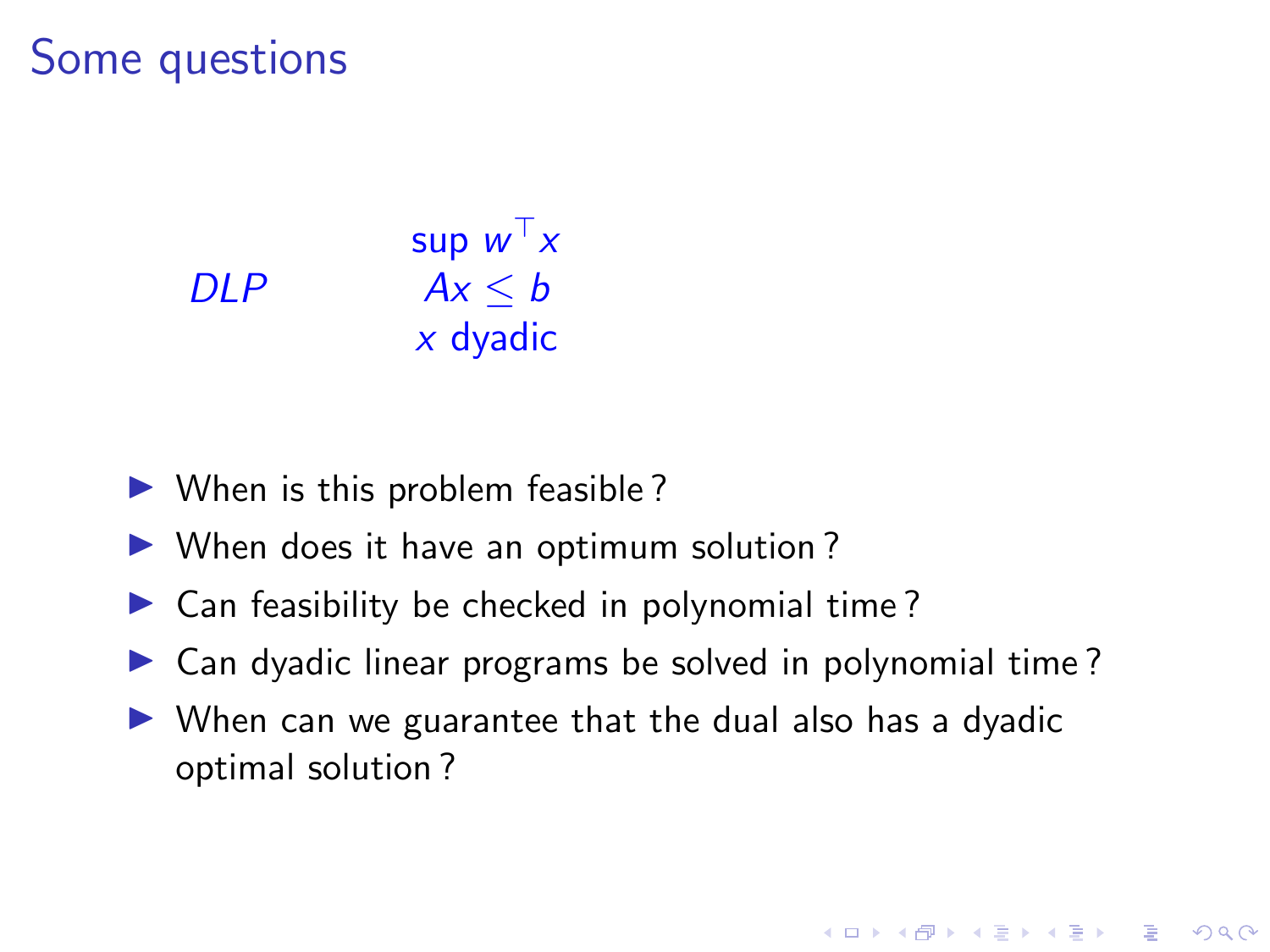# Some questions

$$DLP \qquad \begin{array}{c} \sup\ w^\top x \\ Ax \leq b \\ x \text{ dyadic} \end{array}$$

- When is this problem feasible ?
- When does it have an optimum solution ?
- Can feasibility be checked in polynomial time ?
- Can dyadic linear programs be solved in polynomial time ?
- When can we guarantee that the dual also has a dyadic optimal solution ?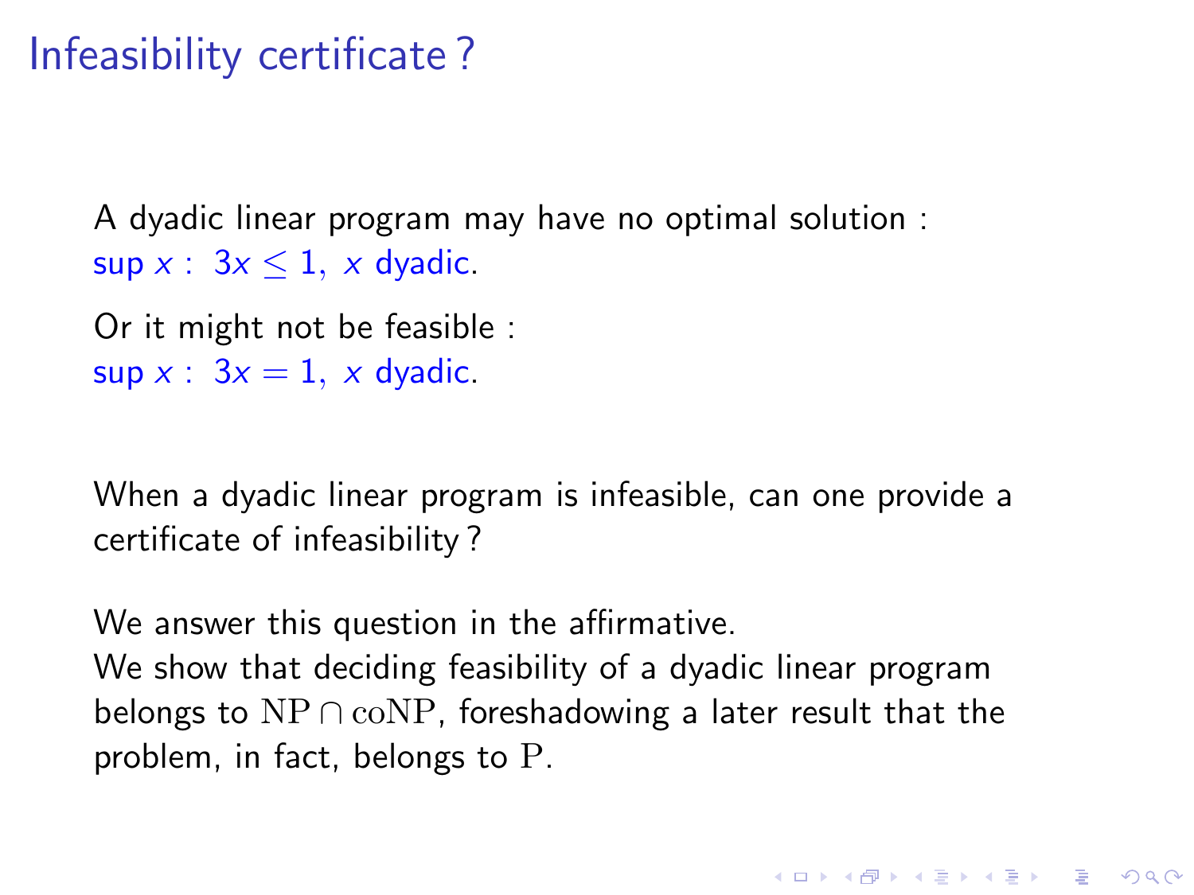# Infeasibility certificate ?

A dyadic linear program may have no optimal solution :
$\sup x : \; 3x \leq 1, \; x$ dyadic.

Or it might not be feasible :
$\sup x : \; 3x = 1, \; x$ dyadic.

When a dyadic linear program is infeasible, can one provide a certificate of infeasibility ?

We answer this question in the affirmative.
We show that deciding feasibility of a dyadic linear program belongs to $\mathrm{NP} \cap \mathrm{coNP}$, foreshadowing a later result that the problem, in fact, belongs to $\mathrm{P}$.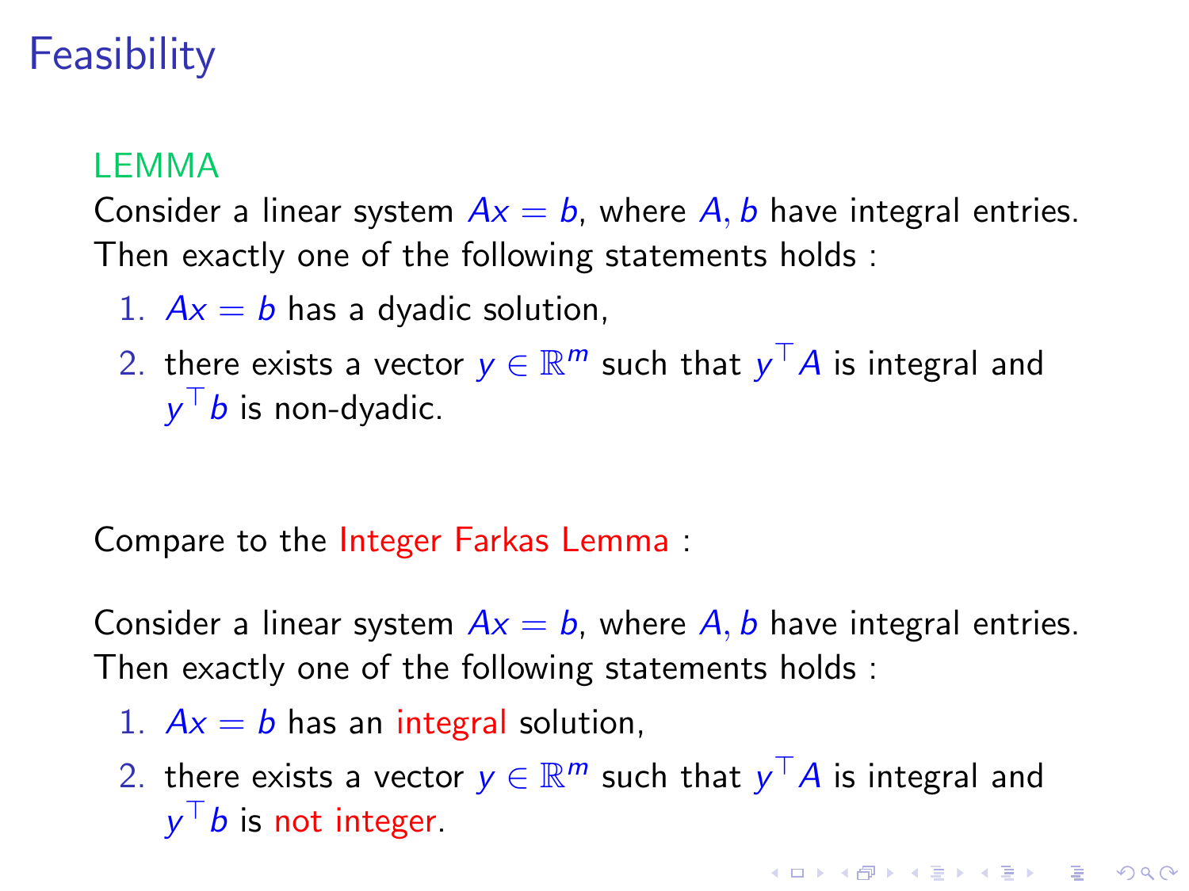# Feasibility

**LEMMA**

Consider a linear system $Ax = b$, where $A, b$ have integral entries. Then exactly one of the following statements holds :

1. $Ax = b$ has a dyadic solution,
2. there exists a vector $y \in \mathbb{R}^m$ such that $y^\top A$ is integral and $y^\top b$ is non-dyadic.

Compare to the Integer Farkas Lemma :

Consider a linear system $Ax = b$, where $A, b$ have integral entries. Then exactly one of the following statements holds :

1. $Ax = b$ has an integral solution,
2. there exists a vector $y \in \mathbb{R}^m$ such that $y^\top A$ is integral and $y^\top b$ is not integer.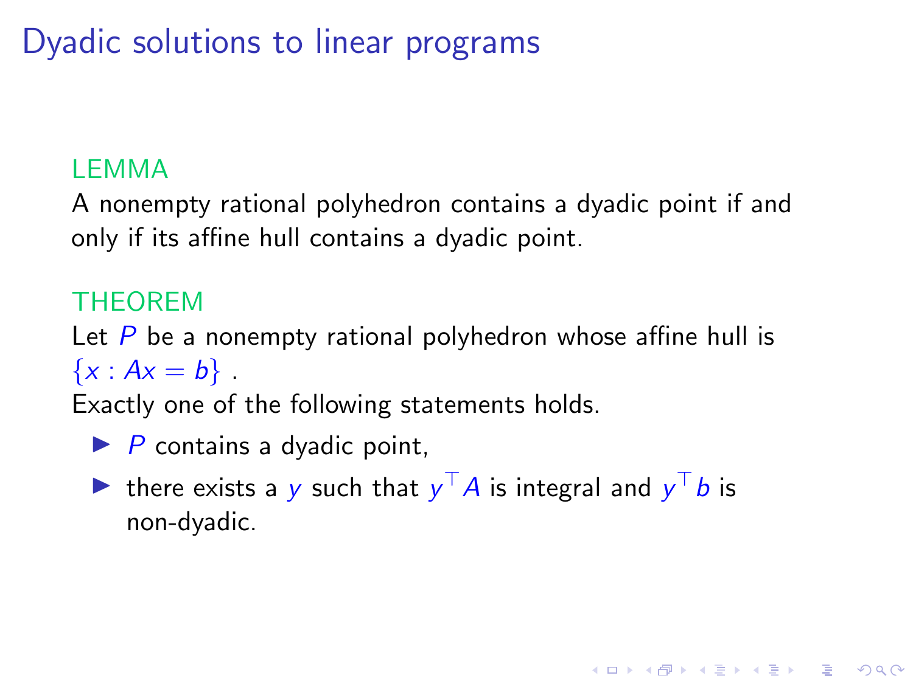# Dyadic solutions to linear programs

**LEMMA**

A nonempty rational polyhedron contains a dyadic point if and only if its affine hull contains a dyadic point.

**THEOREM**

Let $P$ be a nonempty rational polyhedron whose affine hull is $\{x : Ax = b\}$ .

Exactly one of the following statements holds.

- $P$ contains a dyadic point,
- there exists a $y$ such that $y^\top A$ is integral and $y^\top b$ is non-dyadic.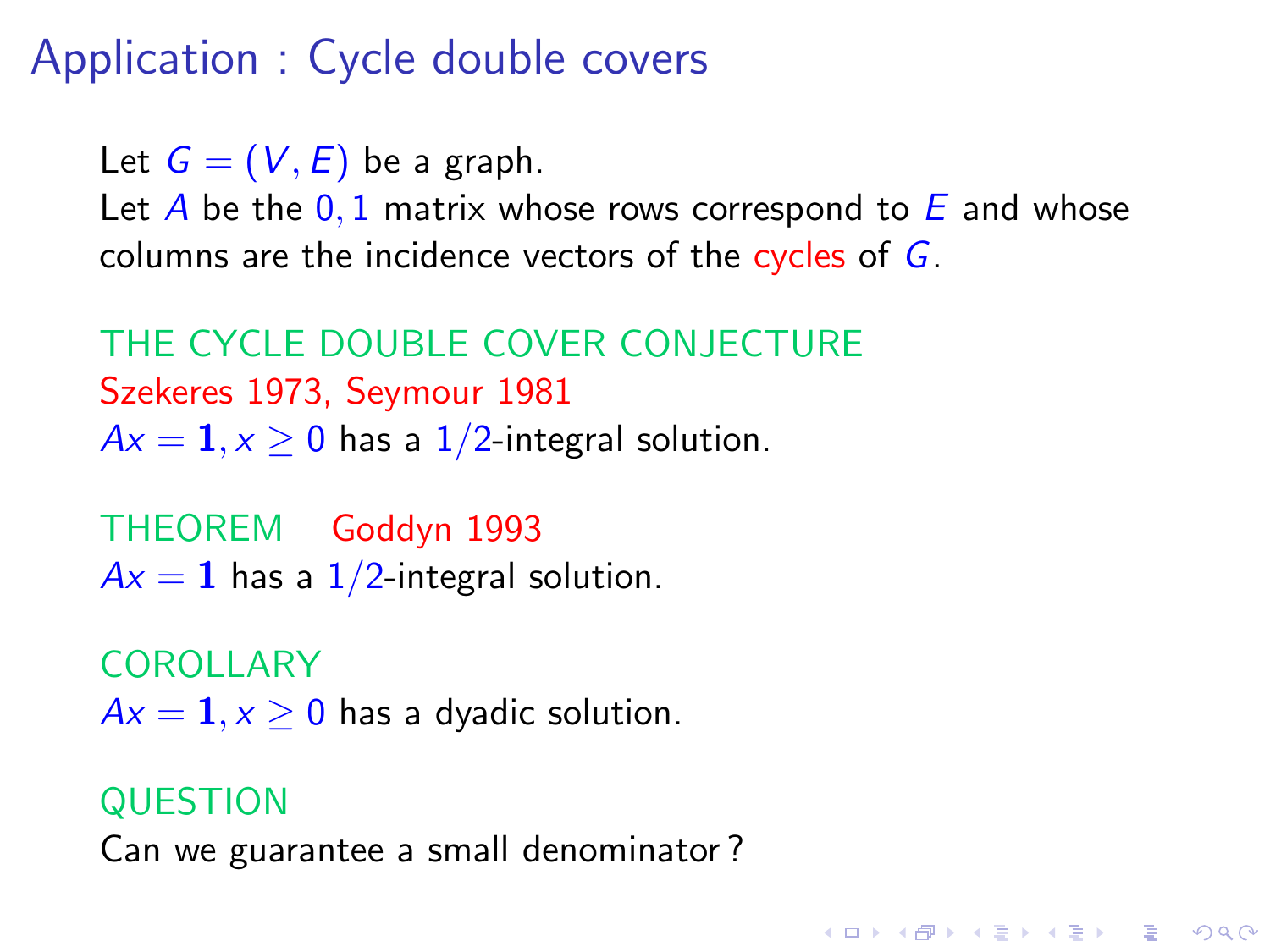# Application : Cycle double covers

Let $G = (V, E)$ be a graph.
Let $A$ be the $0, 1$ matrix whose rows correspond to $E$ and whose columns are the incidence vectors of the cycles of $G$.

THE CYCLE DOUBLE COVER CONJECTURE
Szekeres 1973, Seymour 1981
$Ax = \mathbf{1}, x \geq 0$ has a $1/2$-integral solution.

THEOREM Goddyn 1993
$Ax = \mathbf{1}$ has a $1/2$-integral solution.

COROLLARY
$Ax = \mathbf{1}, x \geq 0$ has a dyadic solution.

QUESTION
Can we guarantee a small denominator ?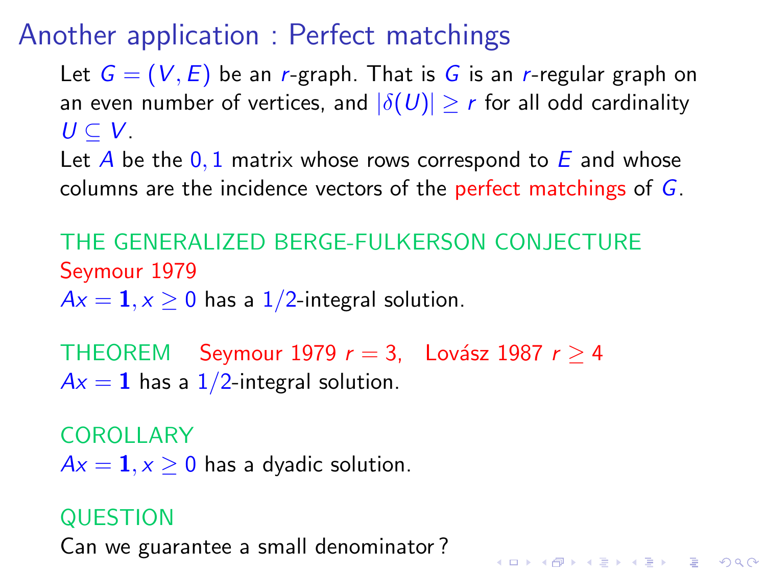# Another application : Perfect matchings

Let $G = (V, E)$ be an $r$-graph. That is $G$ is an $r$-regular graph on an even number of vertices, and $|\delta(U)| \geq r$ for all odd cardinality $U \subseteq V$.

Let $A$ be the $0, 1$ matrix whose rows correspond to $E$ and whose columns are the incidence vectors of the perfect matchings of $G$.

THE GENERALIZED BERGE-FULKERSON CONJECTURE
Seymour 1979
$Ax = \mathbf{1}, x \geq 0$ has a $1/2$-integral solution.

THEOREM Seymour 1979 $r = 3$, Lovász 1987 $r \geq 4$
$Ax = \mathbf{1}$ has a $1/2$-integral solution.

COROLLARY
$Ax = \mathbf{1}, x \geq 0$ has a dyadic solution.

QUESTION
Can we guarantee a small denominator ?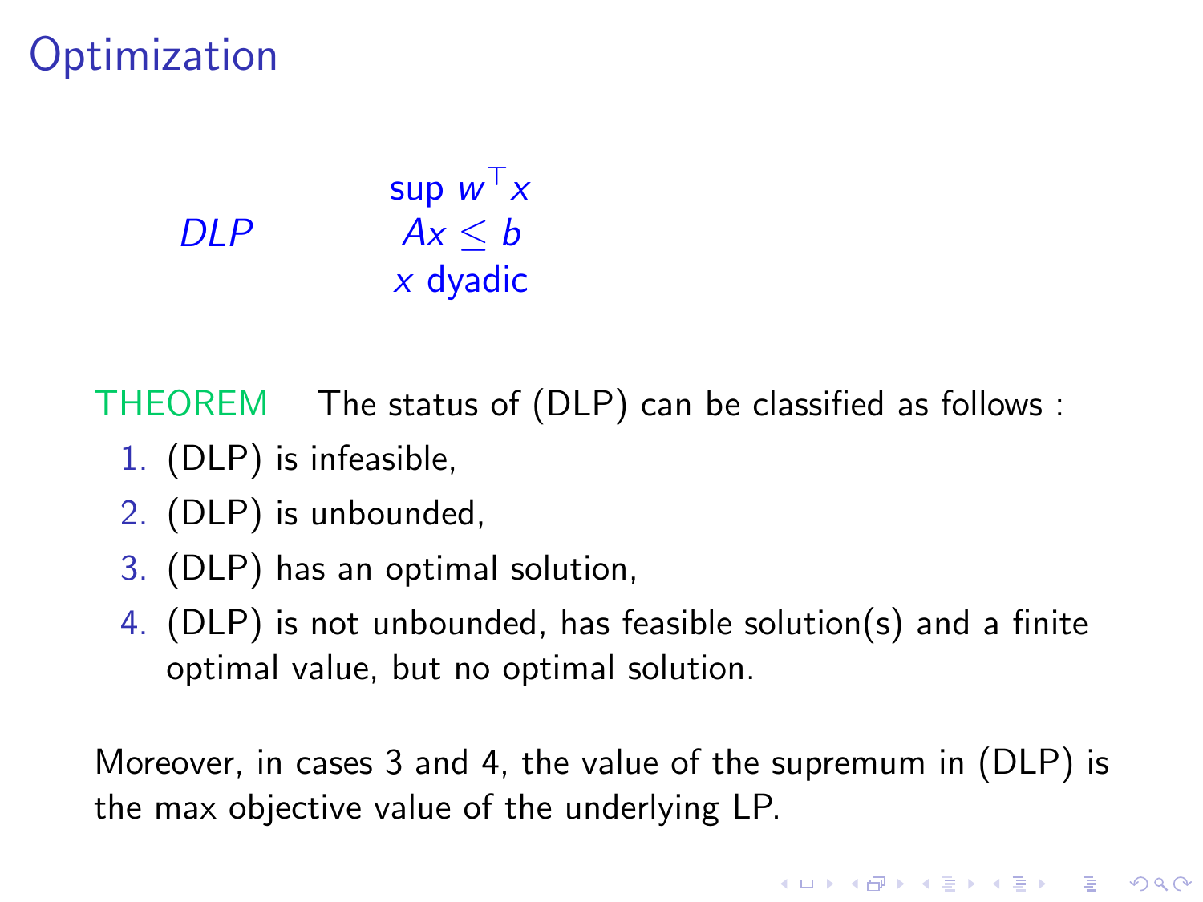# Optimization

$$
DLP \qquad \begin{array}{c} \sup\ w^\top x \\ Ax \leq b \\ x \text{ dyadic} \end{array}
$$

THEOREM The status of (DLP) can be classified as follows :

1. (DLP) is infeasible,
2. (DLP) is unbounded,
3. (DLP) has an optimal solution,
4. (DLP) is not unbounded, has feasible solution(s) and a finite optimal value, but no optimal solution.

Moreover, in cases 3 and 4, the value of the supremum in (DLP) is the max objective value of the underlying LP.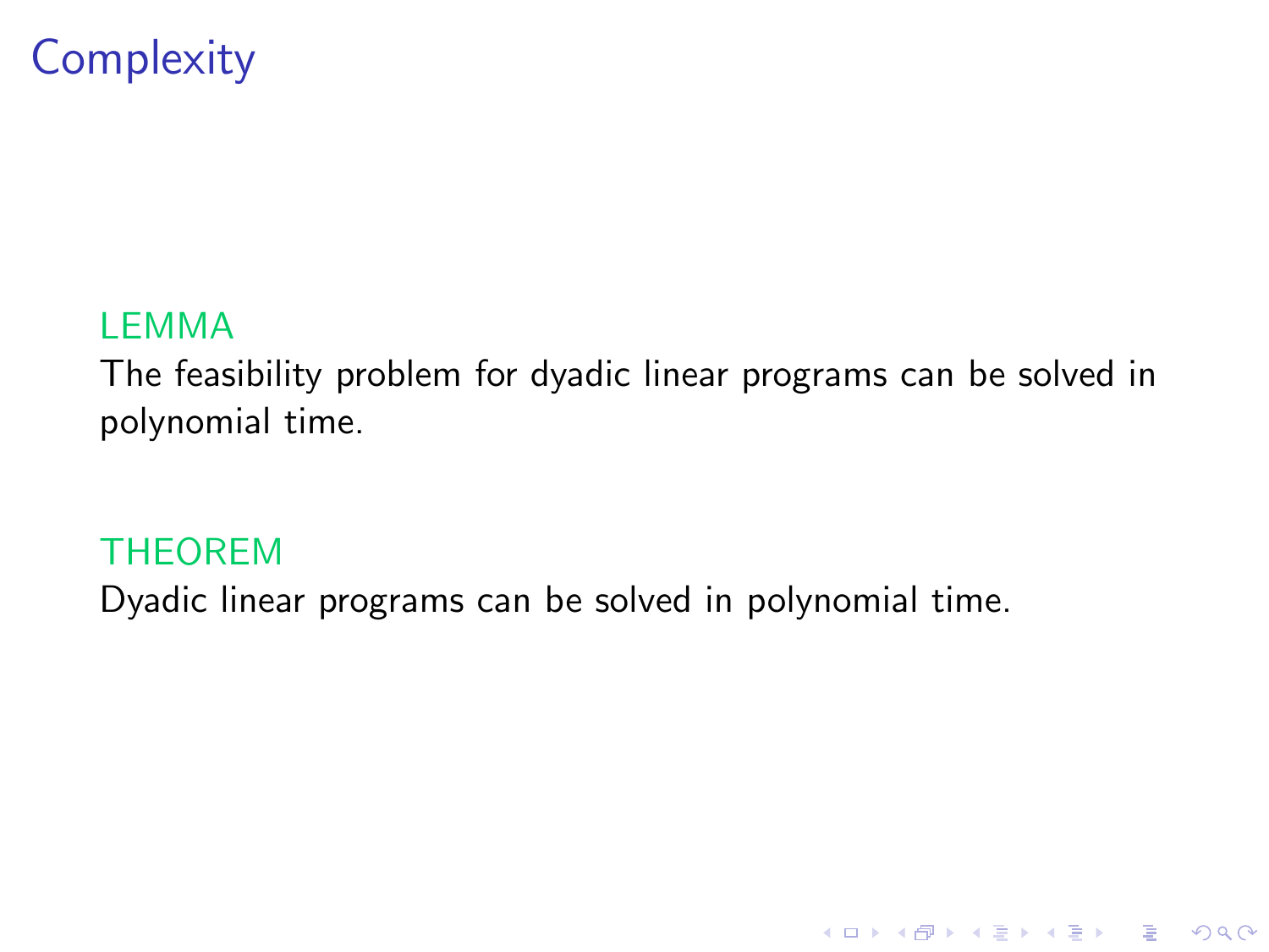# Complexity

**LEMMA**

The feasibility problem for dyadic linear programs can be solved in polynomial time.

**THEOREM**

Dyadic linear programs can be solved in polynomial time.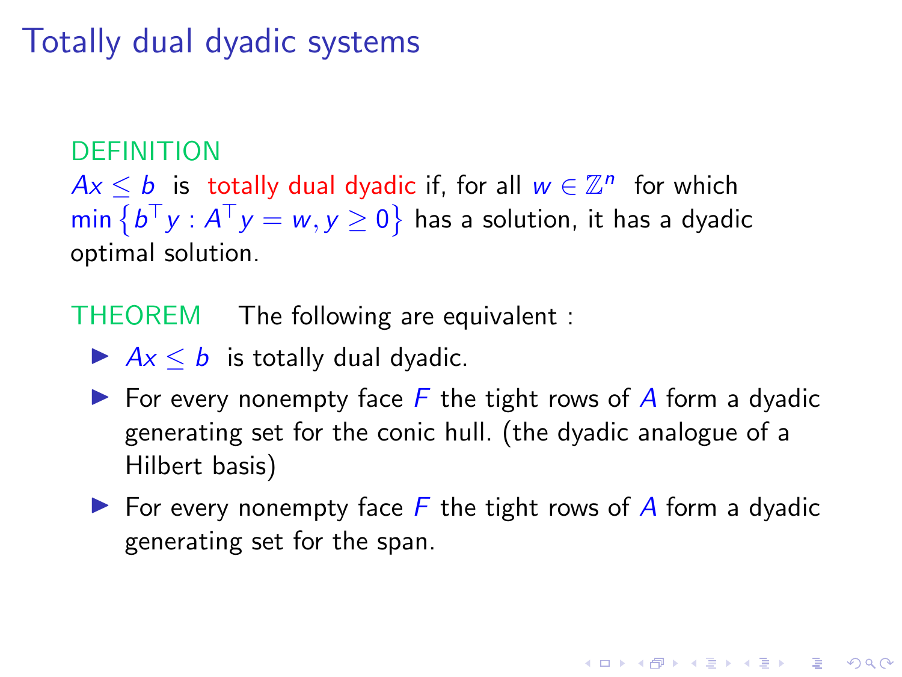# Totally dual dyadic systems

DEFINITION
$Ax \leq b$ is totally dual dyadic if, for all $w \in \mathbb{Z}^n$ for which $\min\left\{b^\top y : A^\top y = w, y \geq 0\right\}$ has a solution, it has a dyadic optimal solution.

THEOREM The following are equivalent :

- $Ax \leq b$ is totally dual dyadic.
- For every nonempty face $F$ the tight rows of $A$ form a dyadic generating set for the conic hull. (the dyadic analogue of a Hilbert basis)
- For every nonempty face $F$ the tight rows of $A$ form a dyadic generating set for the span.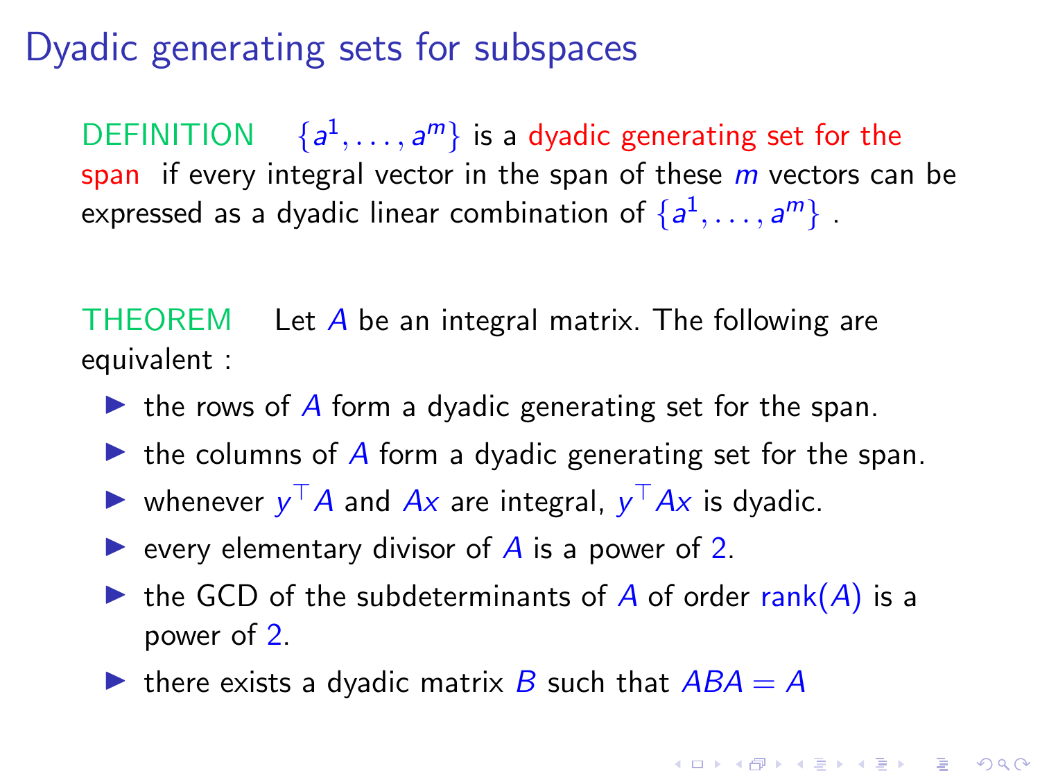# Dyadic generating sets for subspaces

DEFINITION $\{a^1, \ldots, a^m\}$ is a dyadic generating set for the span if every integral vector in the span of these $m$ vectors can be expressed as a dyadic linear combination of $\{a^1, \ldots, a^m\}$ .

THEOREM Let $A$ be an integral matrix. The following are equivalent :

- the rows of $A$ form a dyadic generating set for the span.
- the columns of $A$ form a dyadic generating set for the span.
- whenever $y^\top A$ and $Ax$ are integral, $y^\top Ax$ is dyadic.
- every elementary divisor of $A$ is a power of $2$.
- the GCD of the subdeterminants of $A$ of order $\text{rank}(A)$ is a power of $2$.
- there exists a dyadic matrix $B$ such that $ABA = A$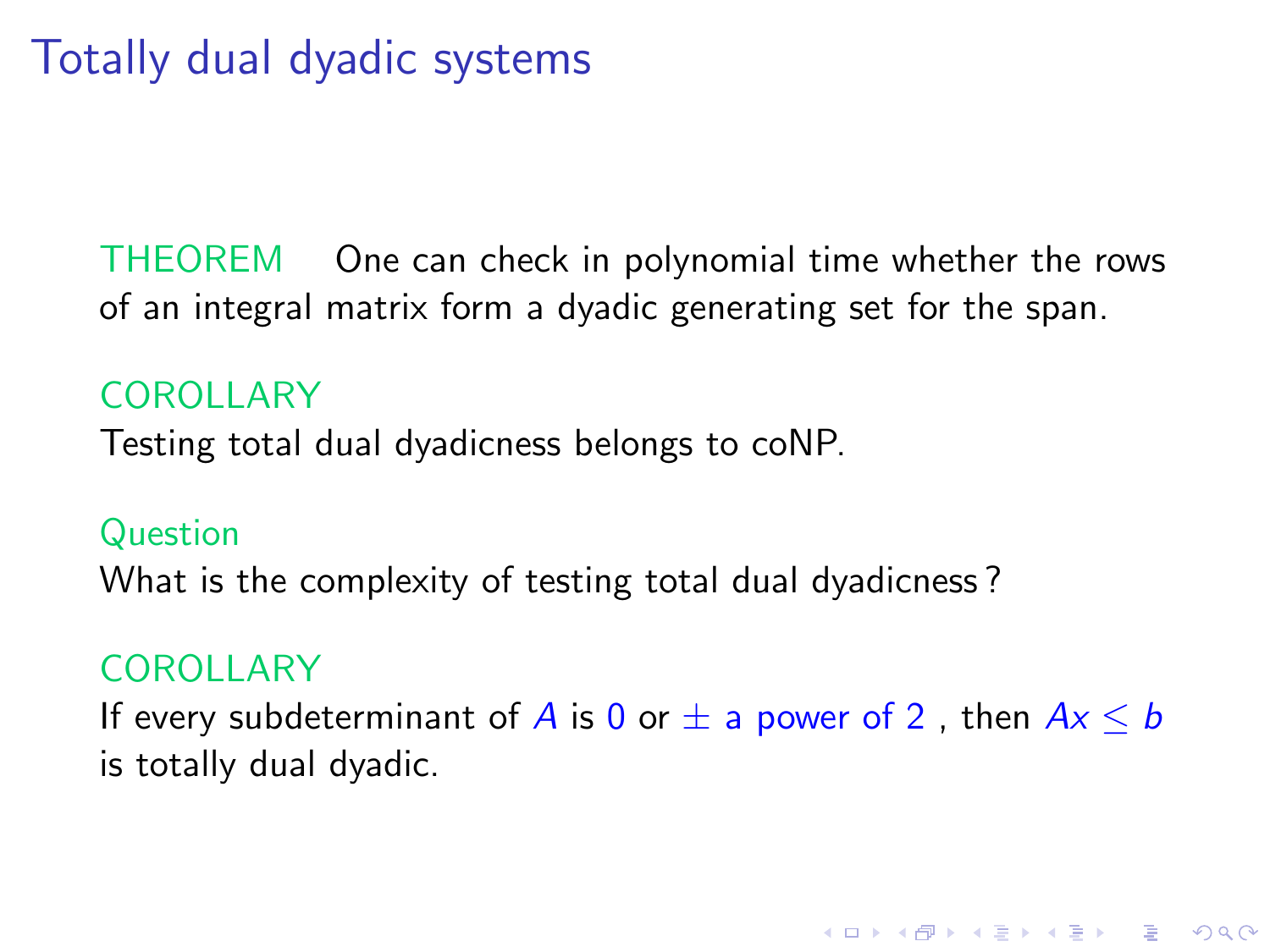# Totally dual dyadic systems

**THEOREM** One can check in polynomial time whether the rows of an integral matrix form a dyadic generating set for the span.

**COROLLARY**
Testing total dual dyadicness belongs to coNP.

**Question**
What is the complexity of testing total dual dyadicness ?

**COROLLARY**
If every subdeterminant of $A$ is $0$ or $\pm$ a power of $2$ , then $Ax \leq b$ is totally dual dyadic.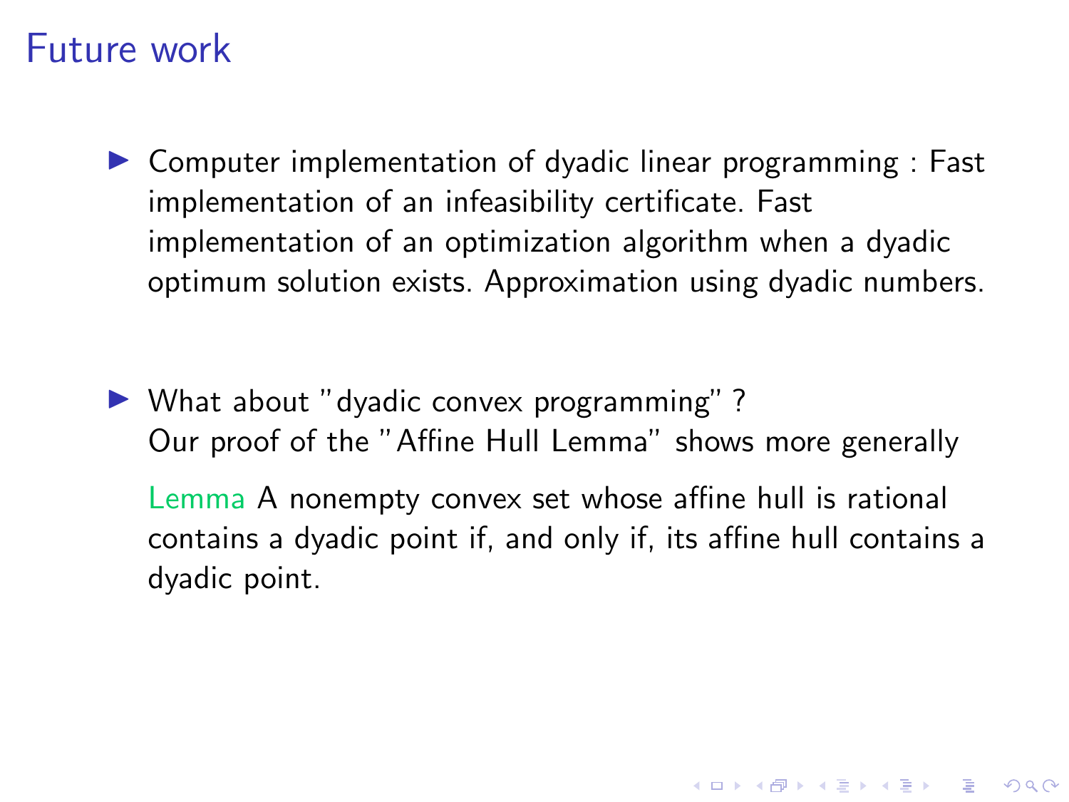# Future work

- Computer implementation of dyadic linear programming : Fast implementation of an infeasibility certificate. Fast implementation of an optimization algorithm when a dyadic optimum solution exists. Approximation using dyadic numbers.

- What about "dyadic convex programming" ?
  Our proof of the "Affine Hull Lemma" shows more generally

  Lemma A nonempty convex set whose affine hull is rational contains a dyadic point if, and only if, its affine hull contains a dyadic point.